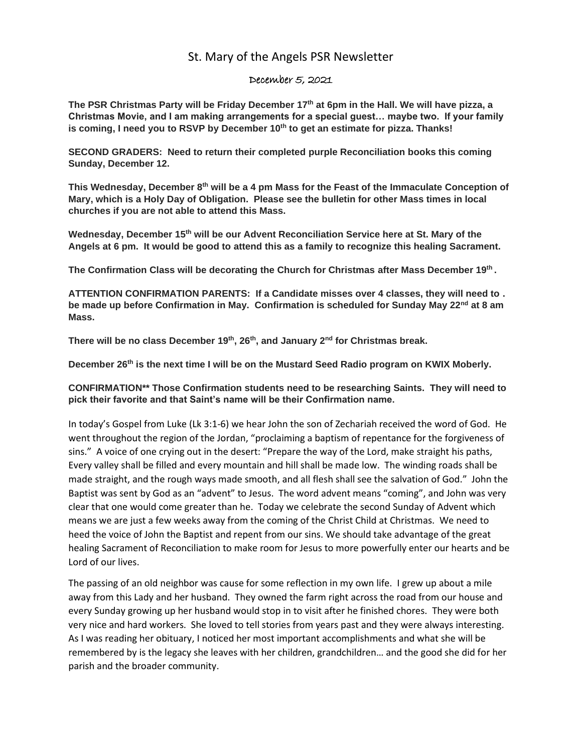# St. Mary of the Angels PSR Newsletter

December 5, 2021

**The PSR Christmas Party will be Friday December 17th at 6pm in the Hall. We will have pizza, a Christmas Movie, and I am making arrangements for a special guest… maybe two. If your family is coming, I need you to RSVP by December 10th to get an estimate for pizza. Thanks!**

**SECOND GRADERS: Need to return their completed purple Reconciliation books this coming Sunday, December 12.**

**This Wednesday, December 8th will be a 4 pm Mass for the Feast of the Immaculate Conception of Mary, which is a Holy Day of Obligation. Please see the bulletin for other Mass times in local churches if you are not able to attend this Mass.**

**Wednesday, December 15th will be our Advent Reconciliation Service here at St. Mary of the Angels at 6 pm. It would be good to attend this as a family to recognize this healing Sacrament.**

**The Confirmation Class will be decorating the Church for Christmas after Mass December 19th .**

**ATTENTION CONFIRMATION PARENTS: If a Candidate misses over 4 classes, they will need to . be made up before Confirmation in May. Confirmation is scheduled for Sunday May 22nd at 8 am Mass.**

**There will be no class December 19th, 26th, and January 2nd for Christmas break.**

**December 26th is the next time I will be on the Mustard Seed Radio program on KWIX Moberly.**

**CONFIRMATION** Those Confirmation students need to be researching Saints. They will need to pick their favorite and that Saint's name will be their Confirmation name.**

In today's Gospel from Luke (Lk 3:1-6) we hear John the son of Zechariah received the word of God. He went throughout the region of the Jordan, "proclaiming a baptism of repentance for the forgiveness of sins." A voice of one crying out in the desert: "Prepare the way of the Lord, make straight his paths, Every valley shall be filled and every mountain and hill shall be made low. The winding roads shall be made straight, and the rough ways made smooth, and all flesh shall see the salvation of God." John the Baptist was sent by God as an "advent" to Jesus. The word advent means "coming", and John was very clear that one would come greater than he. Today we celebrate the second Sunday of Advent which means we are just a few weeks away from the coming of the Christ Child at Christmas. We need to heed the voice of John the Baptist and repent from our sins. We should take advantage of the great healing Sacrament of Reconciliation to make room for Jesus to more powerfully enter our hearts and be Lord of our lives.

The passing of an old neighbor was cause for some reflection in my own life. I grew up about a mile away from this Lady and her husband. They owned the farm right across the road from our house and every Sunday growing up her husband would stop in to visit after he finished chores. They were both very nice and hard workers. She loved to tell stories from years past and they were always interesting. As I was reading her obituary, I noticed her most important accomplishments and what she will be remembered by is the legacy she leaves with her children, grandchildren… and the good she did for her parish and the broader community.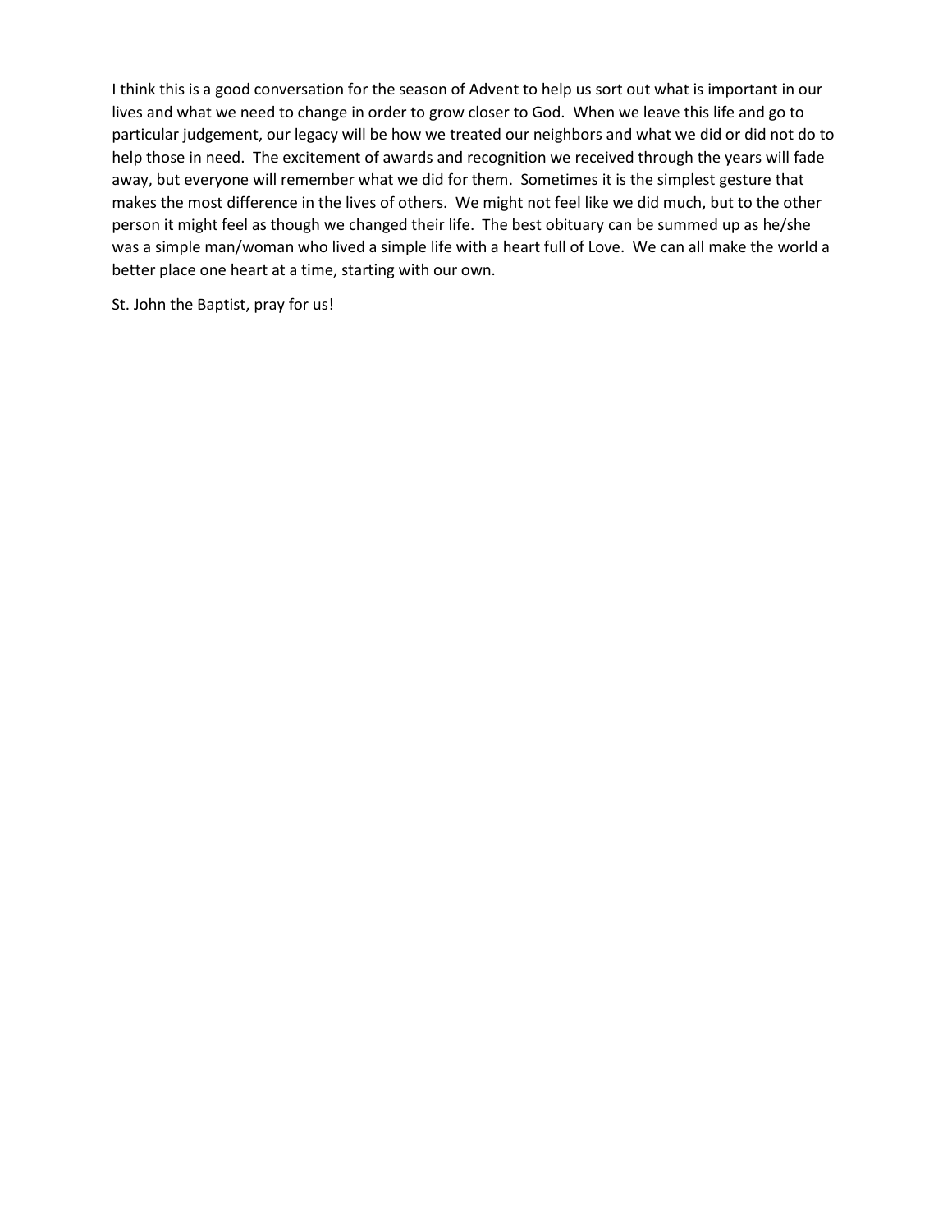I think this is a good conversation for the season of Advent to help us sort out what is important in our lives and what we need to change in order to grow closer to God. When we leave this life and go to particular judgement, our legacy will be how we treated our neighbors and what we did or did not do to help those in need. The excitement of awards and recognition we received through the years will fade away, but everyone will remember what we did for them. Sometimes it is the simplest gesture that makes the most difference in the lives of others. We might not feel like we did much, but to the other person it might feel as though we changed their life. The best obituary can be summed up as he/she was a simple man/woman who lived a simple life with a heart full of Love. We can all make the world a better place one heart at a time, starting with our own.

St. John the Baptist, pray for us!